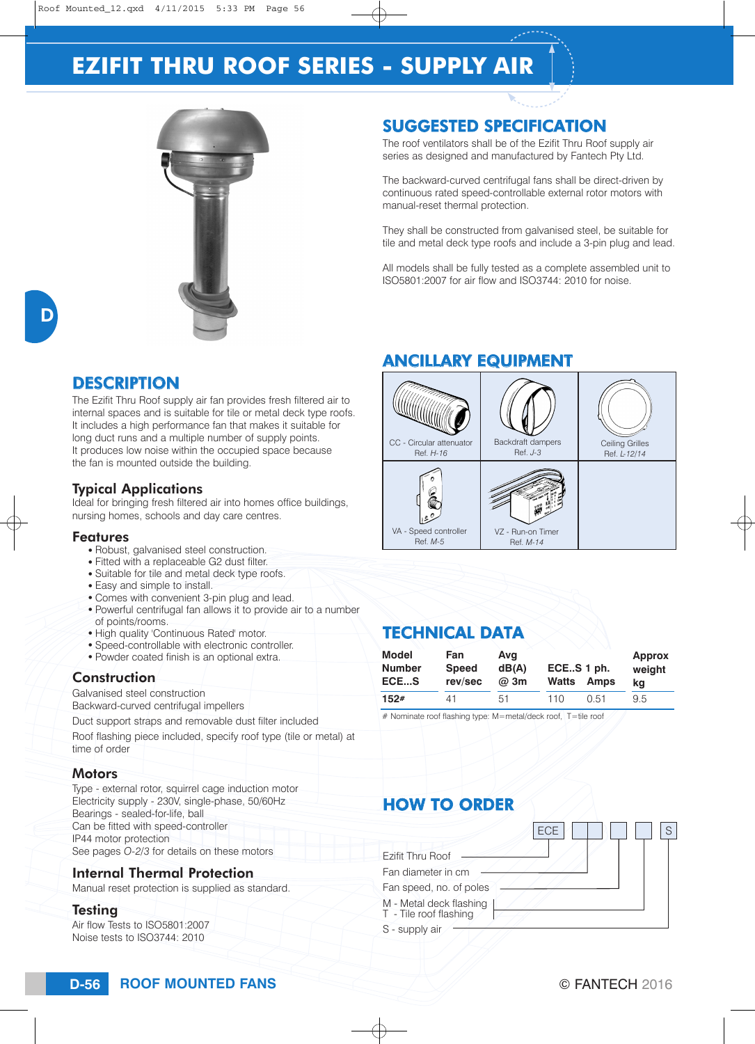# EZIFIT THRU ROOF SERIES - SUPPLY AIR

## SUGGESTED SPECIFICATION

The roof ventilators shall be of the Ezifit Thru Roof supply air series as designed and manufactured by Fantech Pty Ltd.

The backward-curved centrifugal fans shall be direct-driven by continuous rated speed-controllable external rotor motors with manual-reset thermal protection.

They shall be constructed from galvanised steel, be suitable for tile and metal deck type roofs and include a 3-pin plug and lead.

All models shall be fully tested as a complete assembled unit to ISO5801:2007 for air flow and ISO3744: 2010 for noise.

## DESCRIPTION

The Ezifit Thru Roof supply air fan provides fresh filtered air to internal spaces and is suitable for tile or metal deck type roofs. It includes a high performance fan that makes it suitable for long duct runs and a multiple number of supply points. It produces low noise within the occupied space because the fan is mounted outside the building.

### Typical Applications

Ideal for bringing fresh filtered air into homes office buildings, nursing homes, schools and day care centres.

### Features

- Robust, galvanised steel construction.
- Fitted with a replaceable G2 dust filter.
- Suitable for tile and metal deck type roofs.
- Easy and simple to install.
- Comes with convenient 3-pin plug and lead.
- Powerful centrifugal fan allows it to provide air to a number of points/rooms.
- High quality 'Continuous Rated' motor.
- Speed-controllable with electronic controller.
- Powder coated finish is an optional extra.

### Construction

Galvanised steel construction
Backward-curved centrifugal impellers

Duct support straps and removable dust filter included

Roof flashing piece included, specify roof type (tile or metal) at time of order

### Motors

Type - external rotor, squirrel cage induction motor
Electricity supply - 230V, single-phase, 50/60Hz
Bearings - sealed-for-life, ball
Can be fitted with speed-controller
IP44 motor protection
See pages *O-2/3* for details on these motors

### Internal Thermal Protection

Manual reset protection is supplied as standard.

### Testing

Air flow Tests to ISO5801:2007
Noise tests to ISO3744: 2010

## ANCILLARY EQUIPMENT

| | | |
|---|---|---|
| CC - Circular attenuator Ref. *H-16* | Backdraft dampers Ref. *J-3* | Ceiling Grilles Ref. *L-12/14* |
| VA - Speed controller Ref. *M-5* | VZ - Run-on Timer Ref. *M-14* | |

## TECHNICAL DATA

| Model Number ECE...S | Fan Speed rev/sec | Avg dB(A) @ 3m | ECE..S 1 ph. Watts | ECE..S 1 ph. Amps | Approx weight kg |
|---|---|---|---|---|---|
| **152#** | 41 | 51 | 110 | 0.51 | 9.5 |

# Nominate roof flashing type: M=metal/deck roof, T=tile roof

## HOW TO ORDER

ECE [ ][ ] [ ] [ ] S

- Ezifit Thru Roof (ECE)
- Fan diameter in cm
- Fan speed, no. of poles
- M - Metal deck flashing / T - Tile roof flashing
- S - supply air

D-56 ROOF MOUNTED FANS

© FANTECH 2016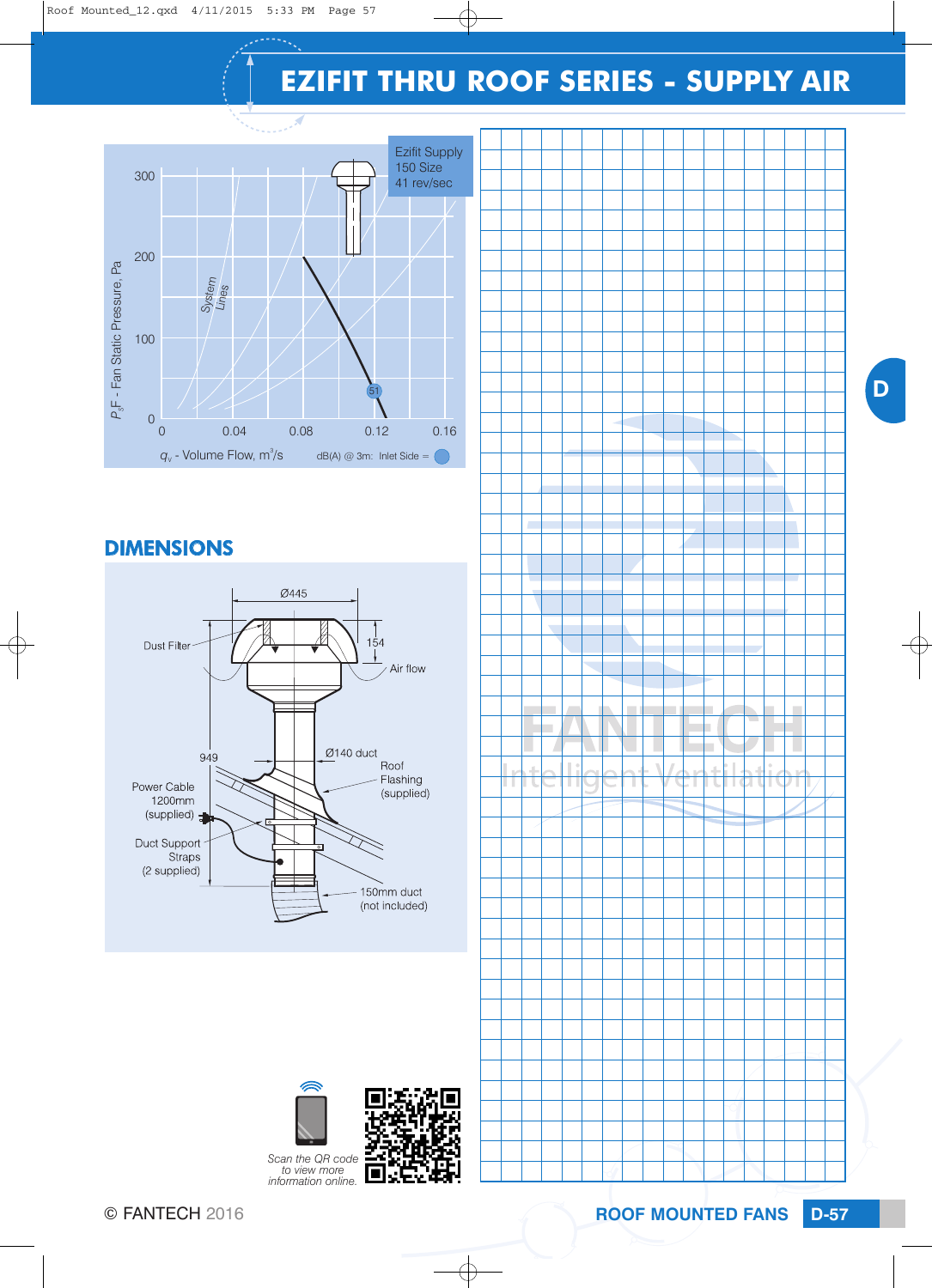# EZIFIT THRU ROOF SERIES - SUPPLY AIR

Ezifit Supply
150 Size
41 rev/sec

300
200
100
0

$P_{SF}$ - Fan Static Pressure, Pa

System Lines

51

0
0.04
0.08
0.12
0.16

$q_v$ - Volume Flow, $m^3/s$

dB(A) @ 3m: Inlet Side =

## DIMENSIONS

Ø445

Dust Filter

154

Air flow

949

Ø140 duct

Roof Flashing (supplied)

Power Cable 1200mm (supplied)

Duct Support Straps (2 supplied)

150mm duct (not included)

Scan the QR code to view more information online.

© FANTECH 2016

ROOF MOUNTED FANS